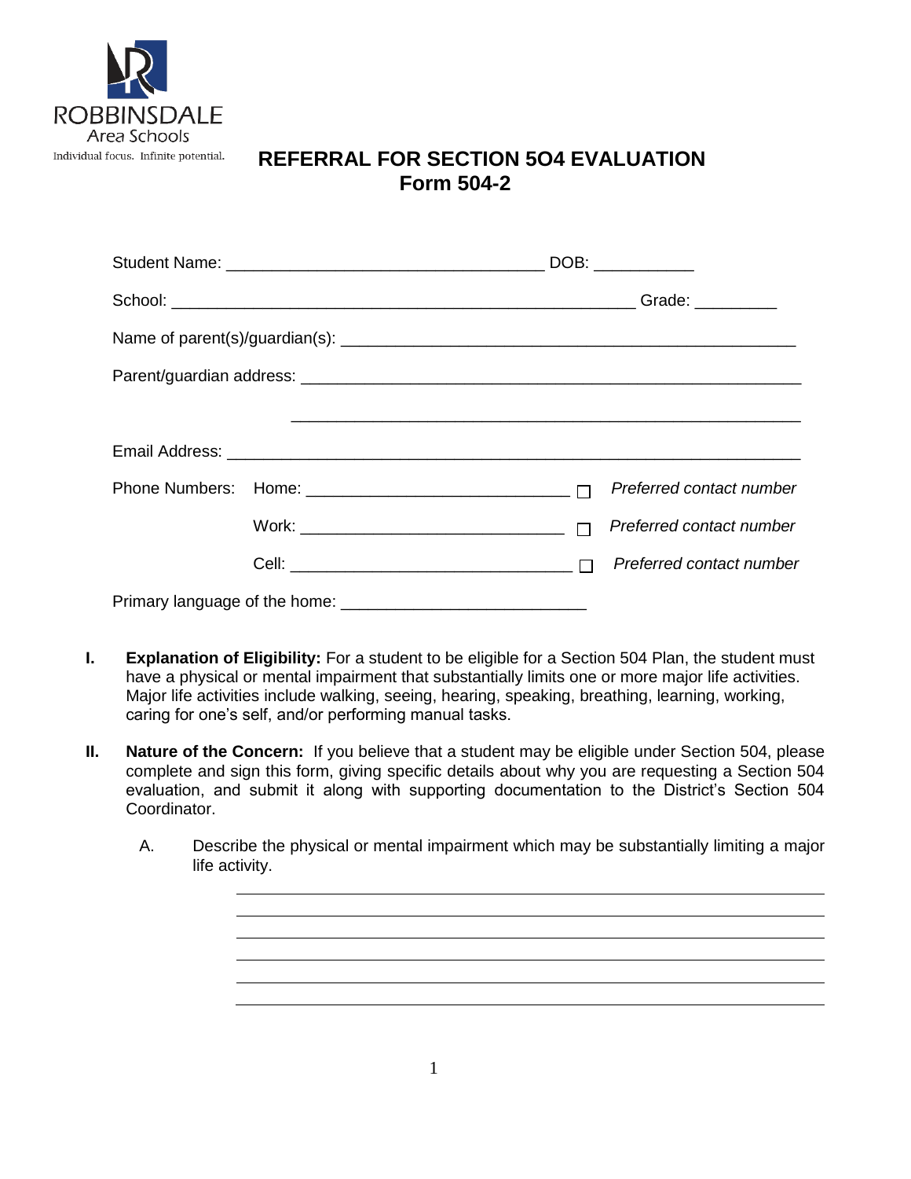ROBBINSDALE
Area Schools
Individual focus. Infinite potential.

# REFERRAL FOR SECTION 5O4 EVALUATION
## Form 504-2

Student Name: ___________________________________ DOB: ___________

School: ___________________________________________________ Grade: _________

Name of parent(s)/guardian(s): __________________________________________________

Parent/guardian address: ________________________________________________________

________________________________________________________

Email Address: ______________________________________________________________

Phone Numbers: Home: _____________________________ ☐ *Preferred contact number*

Work: _____________________________ ☐ *Preferred contact number*

Cell: ______________________________ ☐ *Preferred contact number*

Primary language of the home: ___________________________

**I. Explanation of Eligibility:** For a student to be eligible for a Section 504 Plan, the student must have a physical or mental impairment that substantially limits one or more major life activities. Major life activities include walking, seeing, hearing, speaking, breathing, learning, working, caring for one's self, and/or performing manual tasks.

**II. Nature of the Concern:** If you believe that a student may be eligible under Section 504, please complete and sign this form, giving specific details about why you are requesting a Section 504 evaluation, and submit it along with supporting documentation to the District's Section 504 Coordinator.

A. Describe the physical or mental impairment which may be substantially limiting a major life activity.

________________________________________________________________

________________________________________________________________

________________________________________________________________

________________________________________________________________

________________________________________________________________

________________________________________________________________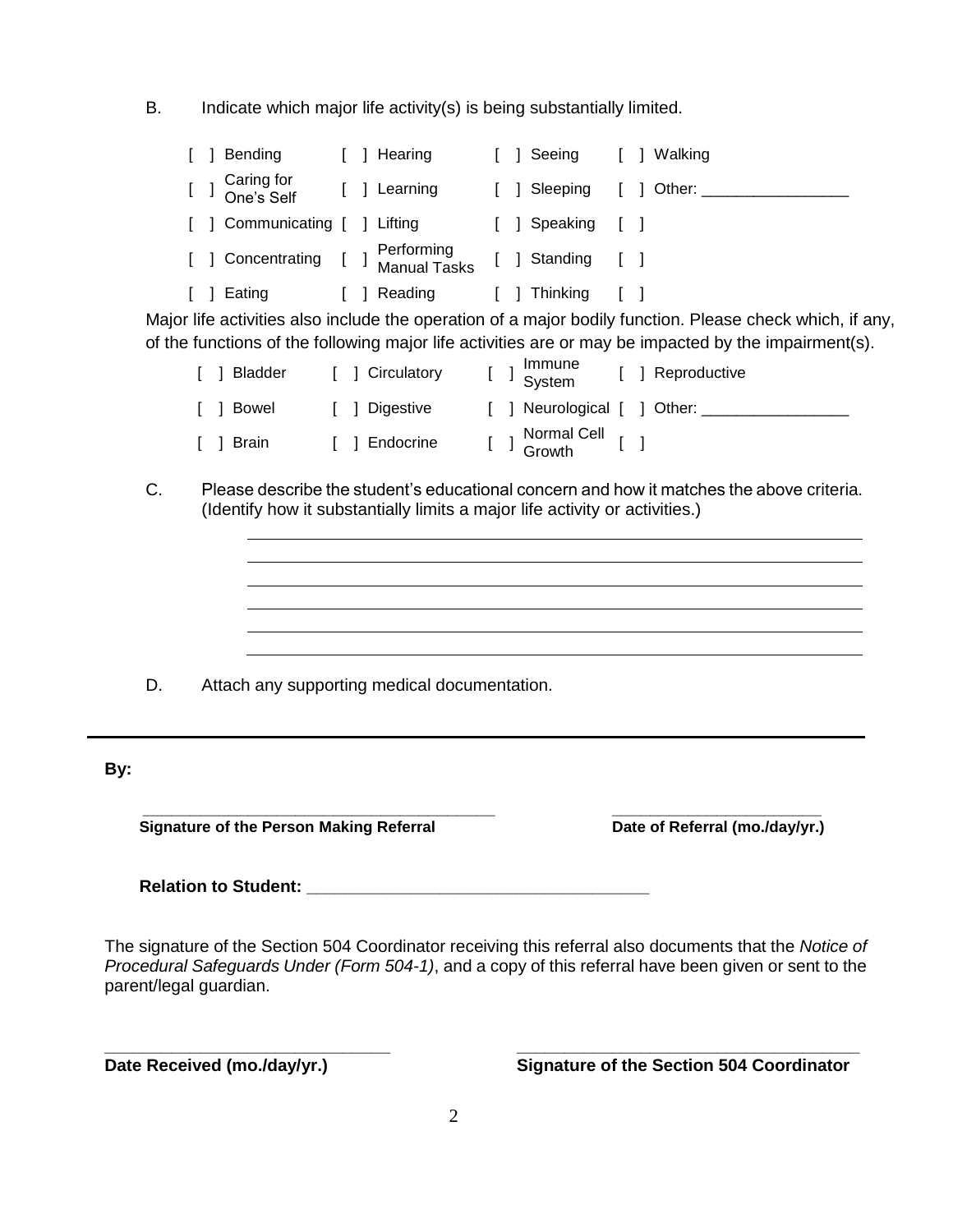B. Indicate which major life activity(s) is being substantially limited.

| | | | |
|---|---|---|---|
| [ ] Bending | [ ] Hearing | [ ] Seeing | [ ] Walking |
| [ ] Caring for One's Self | [ ] Learning | [ ] Sleeping | [ ] Other: _________________ |
| [ ] Communicating | [ ] Lifting | [ ] Speaking | [ ] |
| [ ] Concentrating | [ ] Performing Manual Tasks | [ ] Standing | [ ] |
| [ ] Eating | [ ] Reading | [ ] Thinking | [ ] |

Major life activities also include the operation of a major bodily function. Please check which, if any, of the functions of the following major life activities are or may be impacted by the impairment(s).

| | | | |
|---|---|---|---|
| [ ] Bladder | [ ] Circulatory | [ ] Immune System | [ ] Reproductive |
| [ ] Bowel | [ ] Digestive | [ ] Neurological | [ ] Other: _________________ |
| [ ] Brain | [ ] Endocrine | [ ] Normal Cell Growth | [ ] |

C. Please describe the student's educational concern and how it matches the above criteria. (Identify how it substantially limits a major life activity or activities.)

_______________________________________________________________

_______________________________________________________________

_______________________________________________________________

_______________________________________________________________

_______________________________________________________________

_______________________________________________________________

D. Attach any supporting medical documentation.

---

**By:**

_______________________________________ _______________________

**Signature of the Person Making Referral** **Date of Referral (mo./day/yr.)**

**Relation to Student: _____________________________________**

The signature of the Section 504 Coordinator receiving this referral also documents that the *Notice of Procedural Safeguards Under (Form 504-1)*, and a copy of this referral have been given or sent to the parent/legal guardian.

_______________________________ _____________________________________

**Date Received (mo./day/yr.)** **Signature of the Section 504 Coordinator**